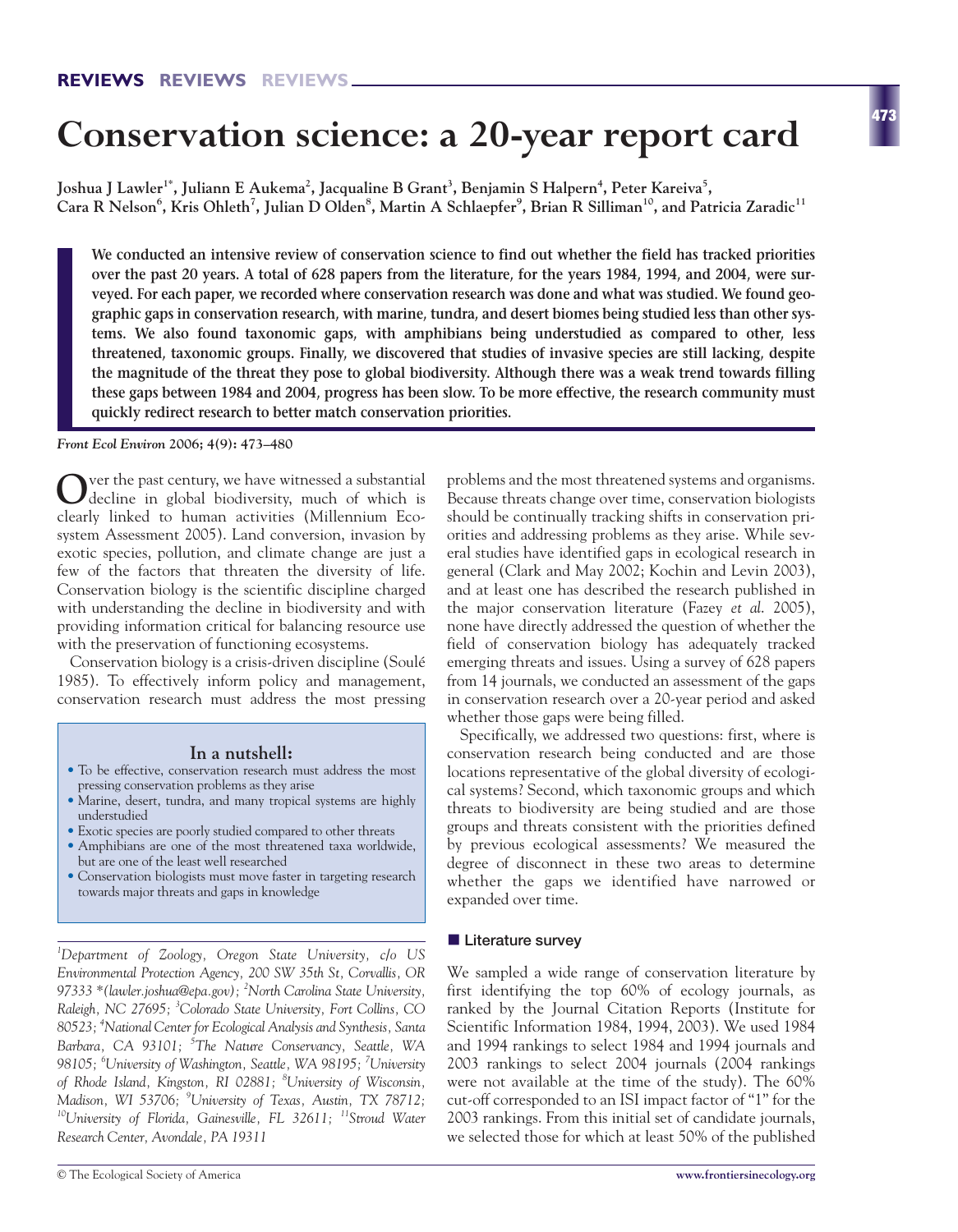# Conservation science: a 20-year report card

**Joshua J Lawler[1*], Juliann E Aukema[2], Jacqualine B Grant[3], Benjamin S Halpern[4], Peter Kareiva[5], Cara R Nelson[6], Kris Ohleth[7], Julian D Olden[8], Martin A Schlaepfer[9], Brian R Silliman[10], and Patricia Zaradic[11]**

**We conducted an intensive review of conservation science to find out whether the field has tracked priorities over the past 20 years. A total of 628 papers from the literature, for the years 1984, 1994, and 2004, were surveyed. For each paper, we recorded where conservation research was done and what was studied. We found geographic gaps in conservation research, with marine, tundra, and desert biomes being studied less than other systems. We also found taxonomic gaps, with amphibians being understudied as compared to other, less threatened, taxonomic groups. Finally, we discovered that studies of invasive species are still lacking, despite the magnitude of the threat they pose to global biodiversity. Although there was a weak trend towards filling these gaps between 1984 and 2004, progress has been slow. To be more effective, the research community must quickly redirect research to better match conservation priorities.**

*Front Ecol Environ* **2006; 4(9): 473–480**

Over the past century, we have witnessed a substantial decline in global biodiversity, much of which is clearly linked to human activities (Millennium Ecosystem Assessment 2005). Land conversion, invasion by exotic species, pollution, and climate change are just a few of the factors that threaten the diversity of life. Conservation biology is the scientific discipline charged with understanding the decline in biodiversity and with providing information critical for balancing resource use with the preservation of functioning ecosystems.

Conservation biology is a crisis-driven discipline (Soulé 1985). To effectively inform policy and management, conservation research must address the most pressing problems and the most threatened systems and organisms. Because threats change over time, conservation biologists should be continually tracking shifts in conservation priorities and addressing problems as they arise. While several studies have identified gaps in ecological research in general (Clark and May 2002; Kochin and Levin 2003), and at least one has described the research published in the major conservation literature (Fazey *et al.* 2005), none have directly addressed the question of whether the field of conservation biology has adequately tracked emerging threats and issues. Using a survey of 628 papers from 14 journals, we conducted an assessment of the gaps in conservation research over a 20-year period and asked whether those gaps were being filled.

Specifically, we addressed two questions: first, where is conservation research being conducted and are those locations representative of the global diversity of ecological systems? Second, which taxonomic groups and which threats to biodiversity are being studied and are those groups and threats consistent with the priorities defined by previous ecological assessments? We measured the degree of disconnect in these two areas to determine whether the gaps we identified have narrowed or expanded over time.

## In a nutshell:

- To be effective, conservation research must address the most pressing conservation problems as they arise
- Marine, desert, tundra, and many tropical systems are highly understudied
- Exotic species are poorly studied compared to other threats
- Amphibians are one of the most threatened taxa worldwide, but are one of the least well researched
- Conservation biologists must move faster in targeting research towards major threats and gaps in knowledge

*[1]Department of Zoology, Oregon State University, c/o US Environmental Protection Agency, 200 SW 35th St, Corvallis, OR 97333 \*(lawler.joshua@epa.gov); [2]North Carolina State University, Raleigh, NC 27695; [3]Colorado State University, Fort Collins, CO 80523; [4]National Center for Ecological Analysis and Synthesis, Santa Barbara, CA 93101; [5]The Nature Conservancy, Seattle, WA 98105; [6]University of Washington, Seattle, WA 98195; [7]University of Rhode Island, Kingston, RI 02881; [8]University of Wisconsin, Madison, WI 53706; [9]University of Texas, Austin, TX 78712; [10]University of Florida, Gainesville, FL 32611; [11]Stroud Water Research Center, Avondale, PA 19311*

## Literature survey

We sampled a wide range of conservation literature by first identifying the top 60% of ecology journals, as ranked by the Journal Citation Reports (Institute for Scientific Information 1984, 1994, 2003). We used 1984 and 1994 rankings to select 1984 and 1994 journals and 2003 rankings to select 2004 journals (2004 rankings were not available at the time of the study). The 60% cut-off corresponded to an ISI impact factor of "1" for the 2003 rankings. From this initial set of candidate journals, we selected those for which at least 50% of the published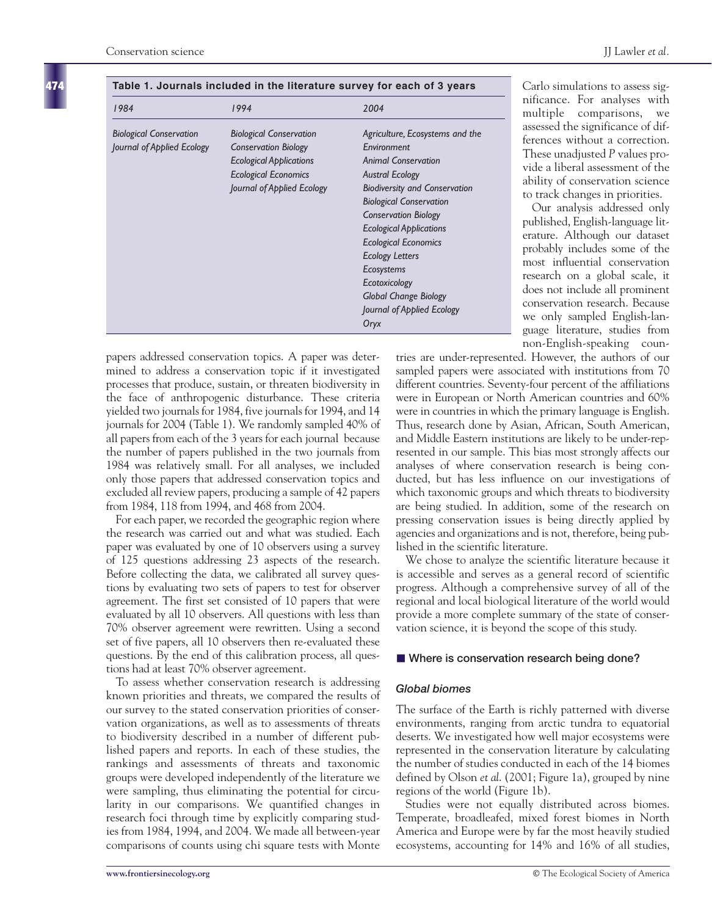**Table 1. Journals included in the literature survey for each of 3 years**

| *1984* | *1994* | *2004* |
|---|---|---|
| *Biological Conservation* | *Biological Conservation* | *Agriculture, Ecosystems and the Environment* |
| *Journal of Applied Ecology* | *Conservation Biology* | *Animal Conservation* |
| | *Ecological Applications* | *Austral Ecology* |
| | *Ecological Economics* | *Biodiversity and Conservation* |
| | *Journal of Applied Ecology* | *Biological Conservation* |
| | | *Conservation Biology* |
| | | *Ecological Applications* |
| | | *Ecological Economics* |
| | | *Ecology Letters* |
| | | *Ecosystems* |
| | | *Ecotoxicology* |
| | | *Global Change Biology* |
| | | *Journal of Applied Ecology* |
| | | *Oryx* |

papers addressed conservation topics. A paper was determined to address a conservation topic if it investigated processes that produce, sustain, or threaten biodiversity in the face of anthropogenic disturbance. These criteria yielded two journals for 1984, five journals for 1994, and 14 journals for 2004 (Table 1). We randomly sampled 40% of all papers from each of the 3 years for each journal because the number of papers published in the two journals from 1984 was relatively small. For all analyses, we included only those papers that addressed conservation topics and excluded all review papers, producing a sample of 42 papers from 1984, 118 from 1994, and 468 from 2004.

For each paper, we recorded the geographic region where the research was carried out and what was studied. Each paper was evaluated by one of 10 observers using a survey of 125 questions addressing 23 aspects of the research. Before collecting the data, we calibrated all survey questions by evaluating two sets of papers to test for observer agreement. The first set consisted of 10 papers that were evaluated by all 10 observers. All questions with less than 70% observer agreement were rewritten. Using a second set of five papers, all 10 observers then re-evaluated these questions. By the end of this calibration process, all questions had at least 70% observer agreement.

To assess whether conservation research is addressing known priorities and threats, we compared the results of our survey to the stated conservation priorities of conservation organizations, as well as to assessments of threats to biodiversity described in a number of different published papers and reports. In each of these studies, the rankings and assessments of threats and taxonomic groups were developed independently of the literature we were sampling, thus eliminating the potential for circularity in our comparisons. We quantified changes in research foci through time by explicitly comparing studies from 1984, 1994, and 2004. We made all between-year comparisons of counts using chi square tests with Monte Carlo simulations to assess significance. For analyses with multiple comparisons, we assessed the significance of differences without a correction. These unadjusted *P* values provide a liberal assessment of the ability of conservation science to track changes in priorities.

Our analysis addressed only published, English-language literature. Although our dataset probably includes some of the most influential conservation research on a global scale, it does not include all prominent conservation research. Because we only sampled English-language literature, studies from non-English-speaking countries are under-represented. However, the authors of our sampled papers were associated with institutions from 70 different countries. Seventy-four percent of the affiliations were in European or North American countries and 60% were in countries in which the primary language is English. Thus, research done by Asian, African, South American, and Middle Eastern institutions are likely to be under-represented in our sample. This bias most strongly affects our analyses of where conservation research is being conducted, but has less influence on our investigations of which taxonomic groups and which threats to biodiversity are being studied. In addition, some of the research on pressing conservation issues is being directly applied by agencies and organizations and is not, therefore, being published in the scientific literature.

We chose to analyze the scientific literature because it is accessible and serves as a general record of scientific progress. Although a comprehensive survey of all of the regional and local biological literature of the world would provide a more complete summary of the state of conservation science, it is beyond the scope of this study.

## Where is conservation research being done?

### Global biomes

The surface of the Earth is richly patterned with diverse environments, ranging from arctic tundra to equatorial deserts. We investigated how well major ecosystems were represented in the conservation literature by calculating the number of studies conducted in each of the 14 biomes defined by Olson *et al.* (2001; Figure 1a), grouped by nine regions of the world (Figure 1b).

Studies were not equally distributed across biomes. Temperate, broadleafed, mixed forest biomes in North America and Europe were by far the most heavily studied ecosystems, accounting for 14% and 16% of all studies,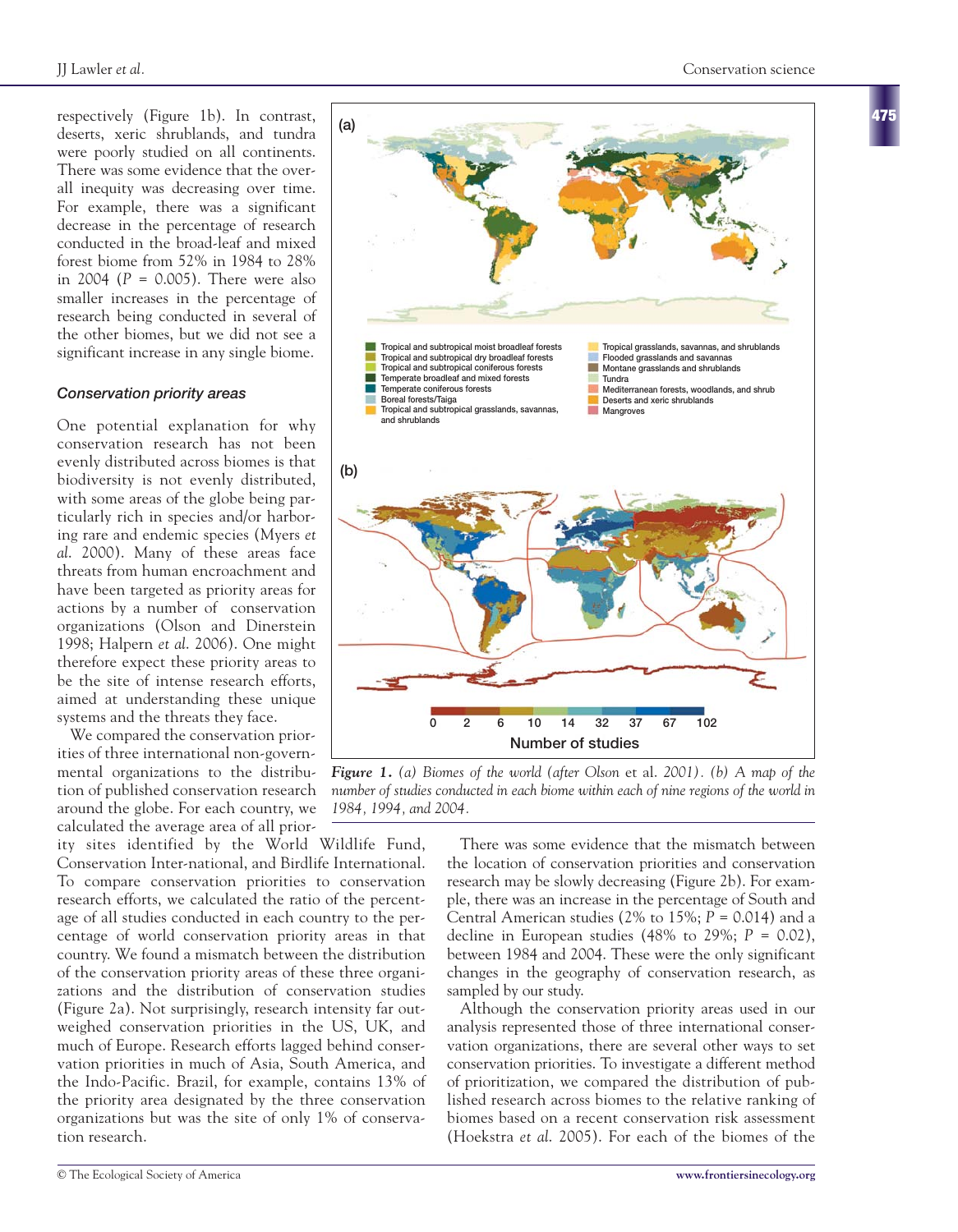respectively (Figure 1b). In contrast, deserts, xeric shrublands, and tundra were poorly studied on all continents. There was some evidence that the overall inequity was decreasing over time. For example, there was a significant decrease in the percentage of research conducted in the broad-leaf and mixed forest biome from 52% in 1984 to 28% in 2004 ($P$ = 0.005). There were also smaller increases in the percentage of research being conducted in several of the other biomes, but we did not see a significant increase in any single biome.

### *Conservation priority areas*

One potential explanation for why conservation research has not been evenly distributed across biomes is that biodiversity is not evenly distributed, with some areas of the globe being particularly rich in species and/or harboring rare and endemic species (Myers *et al.* 2000). Many of these areas face threats from human encroachment and have been targeted as priority areas for actions by a number of conservation organizations (Olson and Dinerstein 1998; Halpern *et al.* 2006). One might therefore expect these priority areas to be the site of intense research efforts, aimed at understanding these unique systems and the threats they face.

We compared the conservation priorities of three international non-governmental organizations to the distribution of published conservation research around the globe. For each country, we calculated the average area of all priority sites identified by the World Wildlife Fund, Conservation Inter-national, and Birdlife International. To compare conservation priorities to conservation research efforts, we calculated the ratio of the percentage of all studies conducted in each country to the percentage of world conservation priority areas in that country. We found a mismatch between the distribution of the conservation priority areas of these three organizations and the distribution of conservation studies (Figure 2a). Not surprisingly, research intensity far outweighed conservation priorities in the US, UK, and much of Europe. Research efforts lagged behind conservation priorities in much of Asia, South America, and the Indo-Pacific. Brazil, for example, contains 13% of the priority area designated by the three conservation organizations but was the site of only 1% of conservation research.

**Figure 1.** *(a) Biomes of the world (after Olson* et al. *2001). (b) A map of the number of studies conducted in each biome within each of nine regions of the world in 1984, 1994, and 2004.*

There was some evidence that the mismatch between the location of conservation priorities and conservation research may be slowly decreasing (Figure 2b). For example, there was an increase in the percentage of South and Central American studies (2% to 15%; $P$ = 0.014) and a decline in European studies (48% to 29%; $P$ = 0.02), between 1984 and 2004. These were the only significant changes in the geography of conservation research, as sampled by our study.

Although the conservation priority areas used in our analysis represented those of three international conservation organizations, there are several other ways to set conservation priorities. To investigate a different method of prioritization, we compared the distribution of published research across biomes to the relative ranking of biomes based on a recent conservation risk assessment (Hoekstra *et al.* 2005). For each of the biomes of the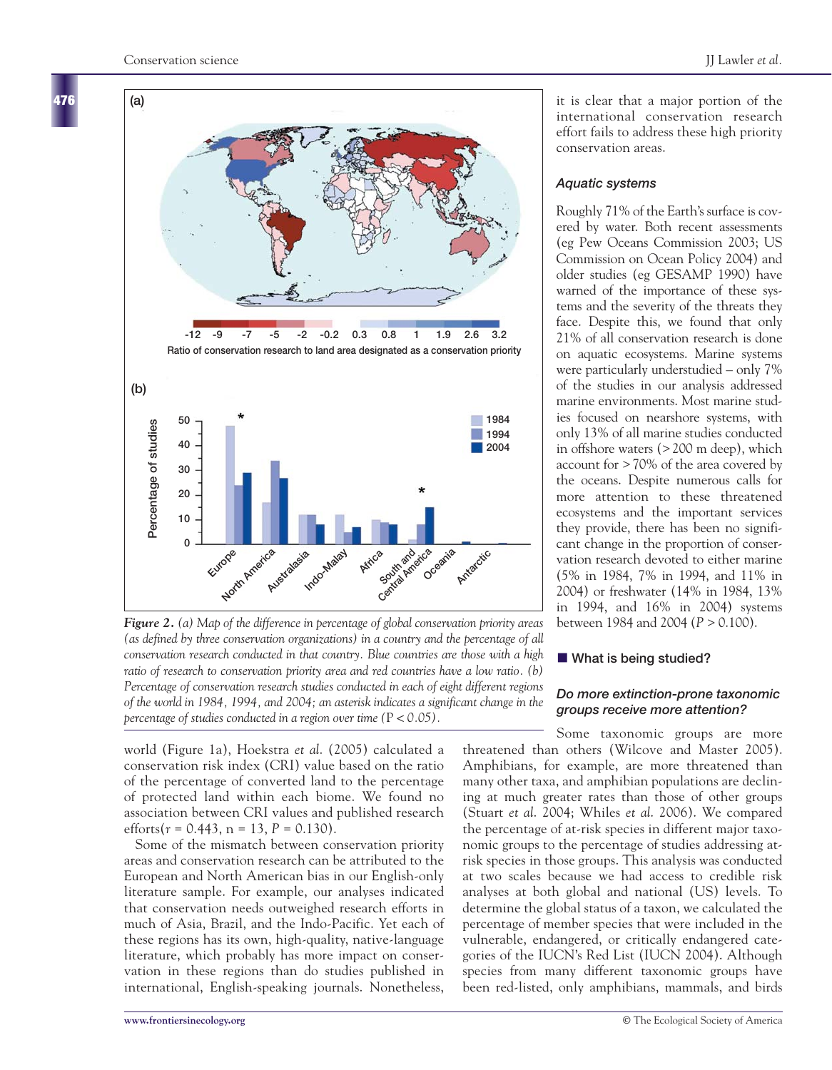it is clear that a major portion of the international conservation research effort fails to address these high priority conservation areas.

### Aquatic systems

Roughly 71% of the Earth's surface is covered by water. Both recent assessments (eg Pew Oceans Commission 2003; US Commission on Ocean Policy 2004) and older studies (eg GESAMP 1990) have warned of the importance of these systems and the severity of the threats they face. Despite this, we found that only 21% of all conservation research is done on aquatic ecosystems. Marine systems were particularly understudied – only 7% of the studies in our analysis addressed marine environments. Most marine studies focused on nearshore systems, with only 13% of all marine studies conducted in offshore waters (> 200 m deep), which account for > 70% of the area covered by the oceans. Despite numerous calls for more attention to these threatened ecosystems and the important services they provide, there has been no significant change in the proportion of conservation research devoted to either marine (5% in 1984, 7% in 1994, and 11% in 2004) or freshwater (14% in 1984, 13% in 1994, and 16% in 2004) systems between 1984 and 2004 ($P > 0.100$).

**Figure 2.** *(a) Map of the difference in percentage of global conservation priority areas (as defined by three conservation organizations) in a country and the percentage of all conservation research conducted in that country. Blue countries are those with a high ratio of research to conservation priority area and red countries have a low ratio. (b) Percentage of conservation research studies conducted in each of eight different regions of the world in 1984, 1994, and 2004; an asterisk indicates a significant change in the percentage of studies conducted in a region over time ($P < 0.05$).*

world (Figure 1a), Hoekstra *et al.* (2005) calculated a conservation risk index (CRI) value based on the ratio of the percentage of converted land to the percentage of protected land within each biome. We found no association between CRI values and published research efforts($r = 0.443$, n = 13, $P = 0.130$).

Some of the mismatch between conservation priority areas and conservation research can be attributed to the European and North American bias in our English-only literature sample. For example, our analyses indicated that conservation needs outweighed research efforts in much of Asia, Brazil, and the Indo-Pacific. Yet each of these regions has its own, high-quality, native-language literature, which probably has more impact on conservation in these regions than do studies published in international, English-speaking journals. Nonetheless,

## What is being studied?

### Do more extinction-prone taxonomic groups receive more attention?

Some taxonomic groups are more threatened than others (Wilcove and Master 2005). Amphibians, for example, are more threatened than many other taxa, and amphibian populations are declining at much greater rates than those of other groups (Stuart *et al.* 2004; Whiles *et al.* 2006). We compared the percentage of at-risk species in different major taxonomic groups to the percentage of studies addressing at-risk species in those groups. This analysis was conducted at two scales because we had access to credible risk analyses at both global and national (US) levels. To determine the global status of a taxon, we calculated the percentage of member species that were included in the vulnerable, endangered, or critically endangered categories of the IUCN's Red List (IUCN 2004). Although species from many different taxonomic groups have been red-listed, only amphibians, mammals, and birds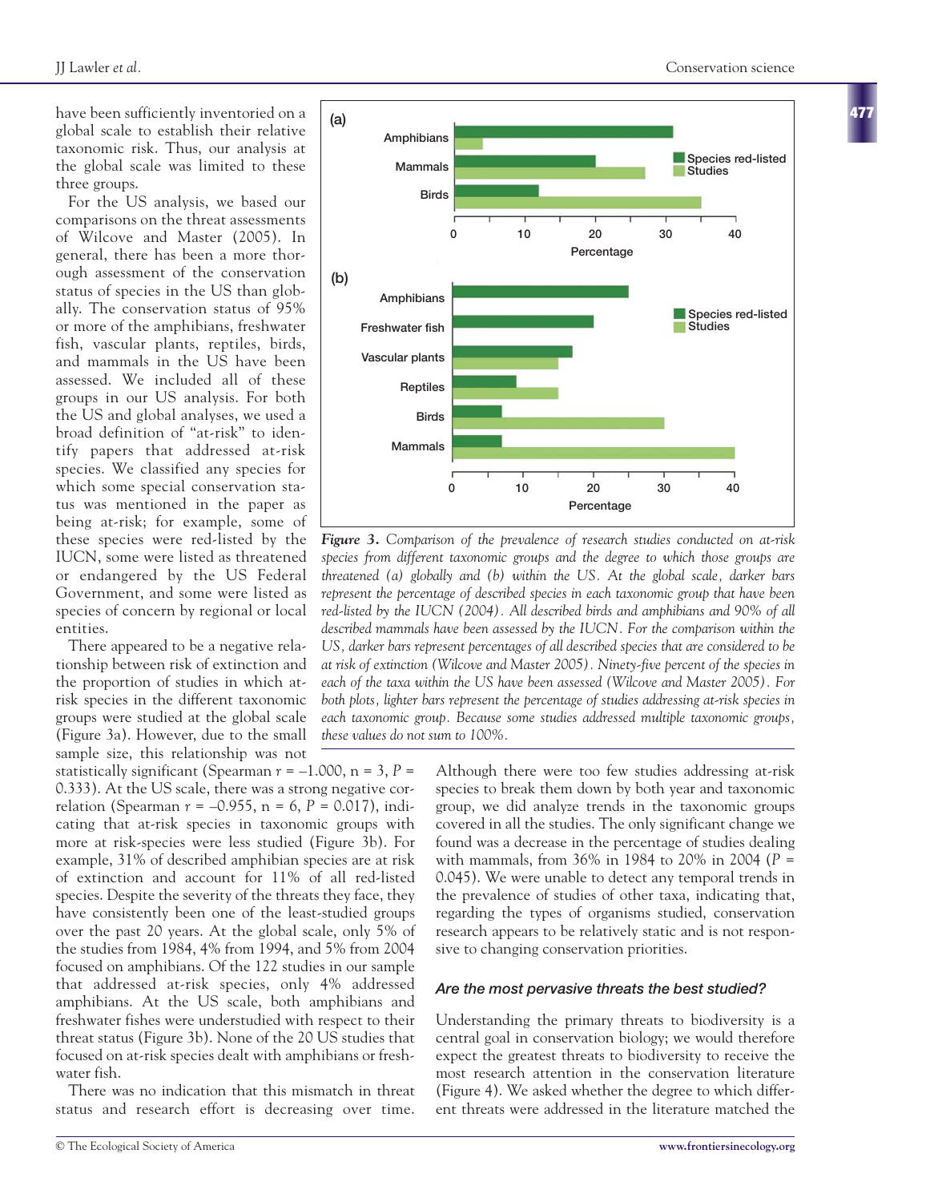have been sufficiently inventoried on a global scale to establish their relative taxonomic risk. Thus, our analysis at the global scale was limited to these three groups.

For the US analysis, we based our comparisons on the threat assessments of Wilcove and Master (2005). In general, there has been a more thorough assessment of the conservation status of species in the US than globally. The conservation status of 95% or more of the amphibians, freshwater fish, vascular plants, reptiles, birds, and mammals in the US have been assessed. We included all of these groups in our US analysis. For both the US and global analyses, we used a broad definition of "at-risk" to identify papers that addressed at-risk species. We classified any species for which some special conservation status was mentioned in the paper as being at-risk; for example, some of these species were red-listed by the IUCN, some were listed as threatened or endangered by the US Federal Government, and some were listed as species of concern by regional or local entities.

There appeared to be a negative relationship between risk of extinction and the proportion of studies in which at-risk species in the different taxonomic groups were studied at the global scale (Figure 3a). However, due to the small sample size, this relationship was not statistically significant (Spearman $r = -1.000$, $n = 3$, $P = 0.333$). At the US scale, there was a strong negative correlation (Spearman $r = -0.955$, $n = 6$, $P = 0.017$), indicating that at-risk species in taxonomic groups with more at risk-species were less studied (Figure 3b). For example, 31% of described amphibian species are at risk of extinction and account for 11% of all red-listed species. Despite the severity of the threats they face, they have consistently been one of the least-studied groups over the past 20 years. At the global scale, only 5% of the studies from 1984, 4% from 1994, and 5% from 2004 focused on amphibians. Of the 122 studies in our sample that addressed at-risk species, only 4% addressed amphibians. At the US scale, both amphibians and freshwater fishes were understudied with respect to their threat status (Figure 3b). None of the 20 US studies that focused on at-risk species dealt with amphibians or freshwater fish.

There was no indication that this mismatch in threat status and research effort is decreasing over time. Although there were too few studies addressing at-risk species to break them down by both year and taxonomic group, we did analyze trends in the taxonomic groups covered in all the studies. The only significant change we found was a decrease in the percentage of studies dealing with mammals, from 36% in 1984 to 20% in 2004 ($P = 0.045$). We were unable to detect any temporal trends in the prevalence of studies of other taxa, indicating that, regarding the types of organisms studied, conservation research appears to be relatively static and is not responsive to changing conservation priorities.

**Figure 3.** *Comparison of the prevalence of research studies conducted on at-risk species from different taxonomic groups and the degree to which those groups are threatened (a) globally and (b) within the US. At the global scale, darker bars represent the percentage of described species in each taxonomic group that have been red-listed by the IUCN (2004). All described birds and amphibians and 90% of all described mammals have been assessed by the IUCN. For the comparison within the US, darker bars represent percentages of all described species that are considered to be at risk of extinction (Wilcove and Master 2005). Ninety-five percent of the species in each of the taxa within the US have been assessed (Wilcove and Master 2005). For both plots, lighter bars represent the percentage of studies addressing at-risk species in each taxonomic group. Because some studies addressed multiple taxonomic groups, these values do not sum to 100%.*

### *Are the most pervasive threats the best studied?*

Understanding the primary threats to biodiversity is a central goal in conservation biology; we would therefore expect the greatest threats to biodiversity to receive the most research attention in the conservation literature (Figure 4). We asked whether the degree to which different threats were addressed in the literature matched the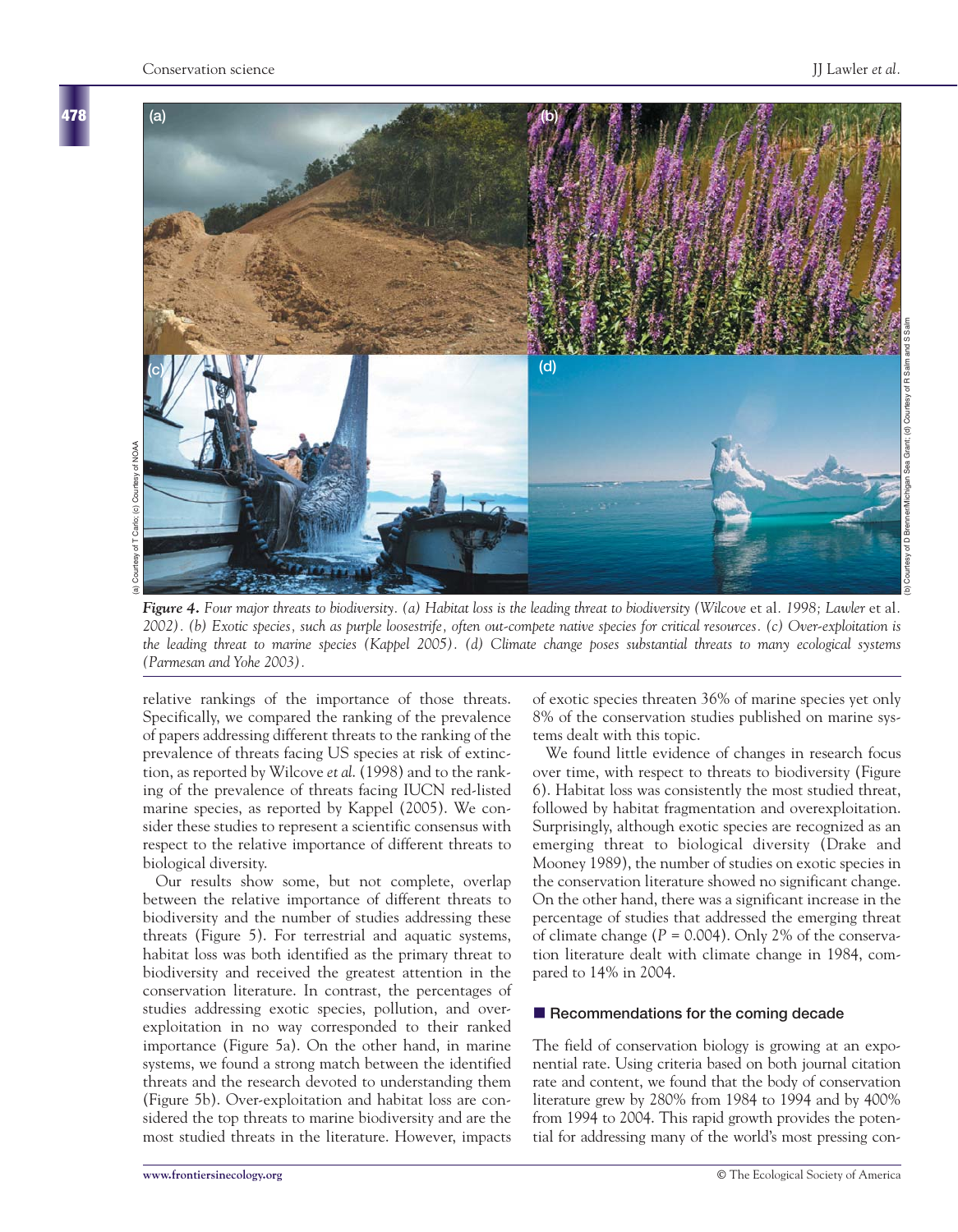*Figure 4. Four major threats to biodiversity. (a) Habitat loss is the leading threat to biodiversity (Wilcove* et al. *1998; Lawler* et al. *2002). (b) Exotic species, such as purple loosestrife, often out-compete native species for critical resources. (c) Over-exploitation is the leading threat to marine species (Kappel 2005). (d) Climate change poses substantial threats to many ecological systems (Parmesan and Yohe 2003).*

relative rankings of the importance of those threats. Specifically, we compared the ranking of the prevalence of papers addressing different threats to the ranking of the prevalence of threats facing US species at risk of extinction, as reported by Wilcove *et al.* (1998) and to the ranking of the prevalence of threats facing IUCN red-listed marine species, as reported by Kappel (2005). We consider these studies to represent a scientific consensus with respect to the relative importance of different threats to biological diversity.

Our results show some, but not complete, overlap between the relative importance of different threats to biodiversity and the number of studies addressing these threats (Figure 5). For terrestrial and aquatic systems, habitat loss was both identified as the primary threat to biodiversity and received the greatest attention in the conservation literature. In contrast, the percentages of studies addressing exotic species, pollution, and over-exploitation in no way corresponded to their ranked importance (Figure 5a). On the other hand, in marine systems, we found a strong match between the identified threats and the research devoted to understanding them (Figure 5b). Over-exploitation and habitat loss are considered the top threats to marine biodiversity and are the most studied threats in the literature. However, impacts of exotic species threaten 36% of marine species yet only 8% of the conservation studies published on marine systems dealt with this topic.

We found little evidence of changes in research focus over time, with respect to threats to biodiversity (Figure 6). Habitat loss was consistently the most studied threat, followed by habitat fragmentation and overexploitation. Surprisingly, although exotic species are recognized as an emerging threat to biological diversity (Drake and Mooney 1989), the number of studies on exotic species in the conservation literature showed no significant change. On the other hand, there was a significant increase in the percentage of studies that addressed the emerging threat of climate change ($P = 0.004$). Only 2% of the conservation literature dealt with climate change in 1984, compared to 14% in 2004.

## Recommendations for the coming decade

The field of conservation biology is growing at an exponential rate. Using criteria based on both journal citation rate and content, we found that the body of conservation literature grew by 280% from 1984 to 1994 and by 400% from 1994 to 2004. This rapid growth provides the potential for addressing many of the world's most pressing con-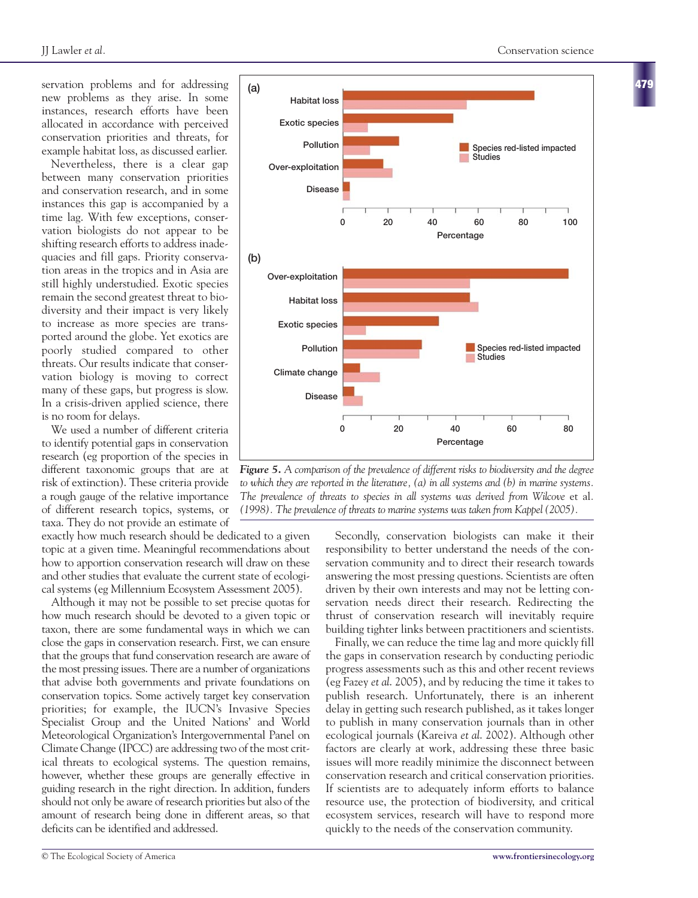servation problems and for addressing new problems as they arise. In some instances, research efforts have been allocated in accordance with perceived conservation priorities and threats, for example habitat loss, as discussed earlier.

Nevertheless, there is a clear gap between many conservation priorities and conservation research, and in some instances this gap is accompanied by a time lag. With few exceptions, conservation biologists do not appear to be shifting research efforts to address inadequacies and fill gaps. Priority conservation areas in the tropics and in Asia are still highly understudied. Exotic species remain the second greatest threat to biodiversity and their impact is very likely to increase as more species are transported around the globe. Yet exotics are poorly studied compared to other threats. Our results indicate that conservation biology is moving to correct many of these gaps, but progress is slow. In a crisis-driven applied science, there is no room for delays.

We used a number of different criteria to identify potential gaps in conservation research (eg proportion of the species in different taxonomic groups that are at risk of extinction). These criteria provide a rough gauge of the relative importance of different research topics, systems, or taxa. They do not provide an estimate of exactly how much research should be dedicated to a given topic at a given time. Meaningful recommendations about how to apportion conservation research will draw on these and other studies that evaluate the current state of ecological systems (eg Millennium Ecosystem Assessment 2005).

Although it may not be possible to set precise quotas for how much research should be devoted to a given topic or taxon, there are some fundamental ways in which we can close the gaps in conservation research. First, we can ensure that the groups that fund conservation research are aware of the most pressing issues. There are a number of organizations that advise both governments and private foundations on conservation topics. Some actively target key conservation priorities; for example, the IUCN's Invasive Species Specialist Group and the United Nations' and World Meteorological Organization's Intergovernmental Panel on Climate Change (IPCC) are addressing two of the most critical threats to ecological systems. The question remains, however, whether these groups are generally effective in guiding research in the right direction. In addition, funders should not only be aware of research priorities but also of the amount of research being done in different areas, so that deficits can be identified and addressed.

*Figure 5. A comparison of the prevalence of different risks to biodiversity and the degree to which they are reported in the literature, (a) in all systems and (b) in marine systems. The prevalence of threats to species in all systems was derived from Wilcove* et al. *(1998). The prevalence of threats to marine systems was taken from Kappel (2005).*

Secondly, conservation biologists can make it their responsibility to better understand the needs of the conservation community and to direct their research towards answering the most pressing questions. Scientists are often driven by their own interests and may not be letting conservation needs direct their research. Redirecting the thrust of conservation research will inevitably require building tighter links between practitioners and scientists.

Finally, we can reduce the time lag and more quickly fill the gaps in conservation research by conducting periodic progress assessments such as this and other recent reviews (eg Fazey *et al.* 2005), and by reducing the time it takes to publish research. Unfortunately, there is an inherent delay in getting such research published, as it takes longer to publish in many conservation journals than in other ecological journals (Kareiva *et al.* 2002). Although other factors are clearly at work, addressing these three basic issues will more readily minimize the disconnect between conservation research and critical conservation priorities. If scientists are to adequately inform efforts to balance resource use, the protection of biodiversity, and critical ecosystem services, research will have to respond more quickly to the needs of the conservation community.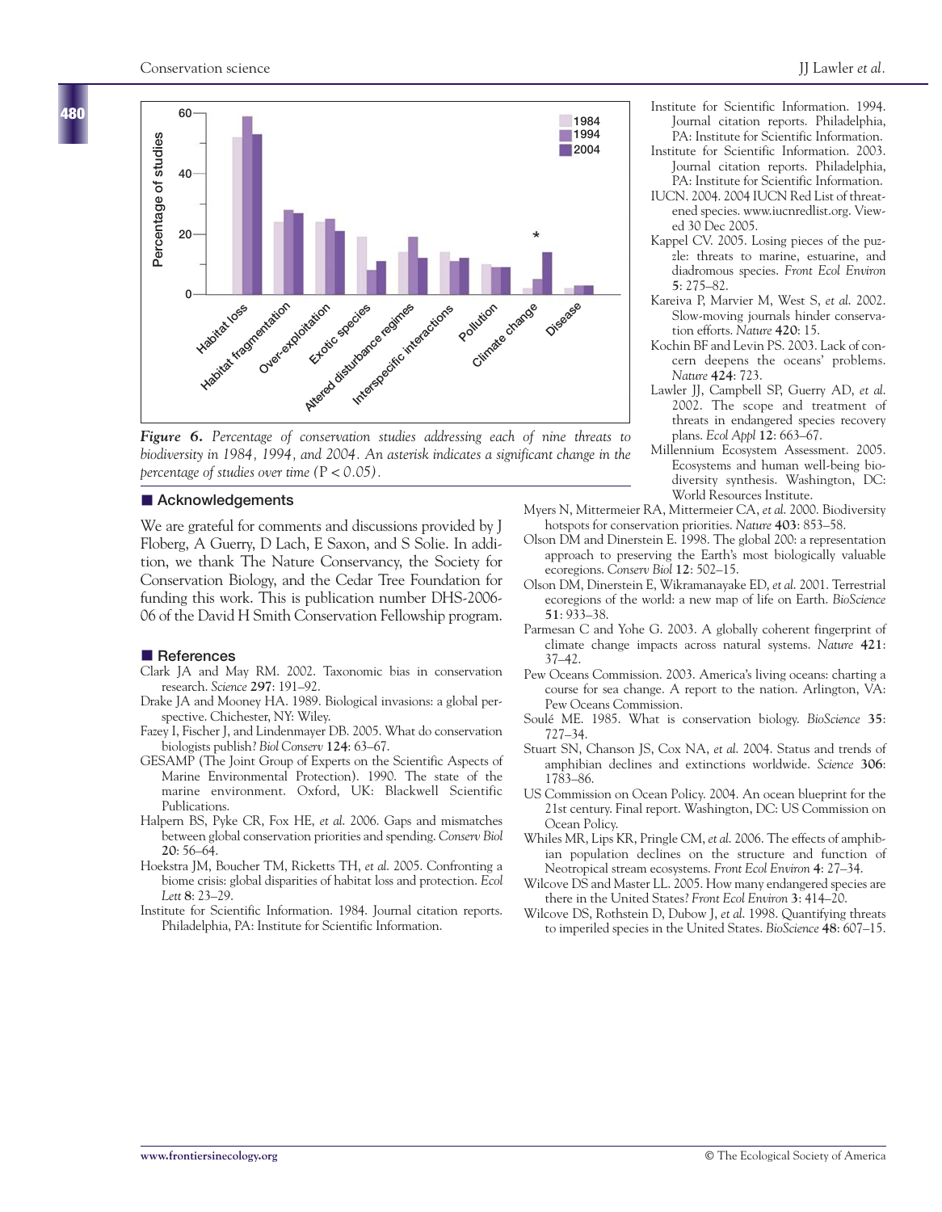60
40
20
0
Percentage of studies

1984
1994
2004

*

Habitat loss
Habitat fragmentation
Over-exploitation
Exotic species
Altered disturbance regimes
Interspecific interactions
Pollution
Climate change
Disease

***Figure 6.*** *Percentage of conservation studies addressing each of nine threats to biodiversity in 1984, 1994, and 2004. An asterisk indicates a significant change in the percentage of studies over time (P < 0.05).*

## Acknowledgements

We are grateful for comments and discussions provided by J Floberg, A Guerry, D Lach, E Saxon, and S Solie. In addition, we thank The Nature Conservancy, the Society for Conservation Biology, and the Cedar Tree Foundation for funding this work. This is publication number DHS-2006-06 of the David H Smith Conservation Fellowship program.

## References

Clark JA and May RM. 2002. Taxonomic bias in conservation research. *Science* **297**: 191–92.

Drake JA and Mooney HA. 1989. Biological invasions: a global perspective. Chichester, NY: Wiley.

Fazey I, Fischer J, and Lindenmayer DB. 2005. What do conservation biologists publish? *Biol Conserv* **124**: 63–67.

GESAMP (The Joint Group of Experts on the Scientific Aspects of Marine Environmental Protection). 1990. The state of the marine environment. Oxford, UK: Blackwell Scientific Publications.

Halpern BS, Pyke CR, Fox HE, *et al.* 2006. Gaps and mismatches between global conservation priorities and spending. *Conserv Biol* **20**: 56–64.

Hoekstra JM, Boucher TM, Ricketts TH, *et al.* 2005. Confronting a biome crisis: global disparities of habitat loss and protection. *Ecol Lett* **8**: 23–29.

Institute for Scientific Information. 1984. Journal citation reports. Philadelphia, PA: Institute for Scientific Information.

Institute for Scientific Information. 1994. Journal citation reports. Philadelphia, PA: Institute for Scientific Information.

Institute for Scientific Information. 2003. Journal citation reports. Philadelphia, PA: Institute for Scientific Information.

IUCN. 2004. 2004 IUCN Red List of threatened species. www.iucnredlist.org. Viewed 30 Dec 2005.

Kappel CV. 2005. Losing pieces of the puzzle: threats to marine, estuarine, and diadromous species. *Front Ecol Environ* **5**: 275–82.

Kareiva P, Marvier M, West S, *et al.* 2002. Slow-moving journals hinder conservation efforts. *Nature* **420**: 15.

Kochin BF and Levin PS. 2003. Lack of concern deepens the oceans' problems. *Nature* **424**: 723.

Lawler JJ, Campbell SP, Guerry AD, *et al.* 2002. The scope and treatment of threats in endangered species recovery plans. *Ecol Appl* **12**: 663–67.

Millennium Ecosystem Assessment. 2005. Ecosystems and human well-being biodiversity synthesis. Washington, DC: World Resources Institute.

Myers N, Mittermeier RA, Mittermeier CA, *et al.* 2000. Biodiversity hotspots for conservation priorities. *Nature* **403**: 853–58.

Olson DM and Dinerstein E. 1998. The global 200: a representation approach to preserving the Earth's most biologically valuable ecoregions. *Conserv Biol* **12**: 502–15.

Olson DM, Dinerstein E, Wikramanayake ED, *et al.* 2001. Terrestrial ecoregions of the world: a new map of life on Earth. *BioScience* **51**: 933–38.

Parmesan C and Yohe G. 2003. A globally coherent fingerprint of climate change impacts across natural systems. *Nature* **421**: 37–42.

Pew Oceans Commission. 2003. America's living oceans: charting a course for sea change. A report to the nation. Arlington, VA: Pew Oceans Commission.

Soulé ME. 1985. What is conservation biology. *BioScience* **35**: 727–34.

Stuart SN, Chanson JS, Cox NA, *et al.* 2004. Status and trends of amphibian declines and extinctions worldwide. *Science* **306**: 1783–86.

US Commission on Ocean Policy. 2004. An ocean blueprint for the 21st century. Final report. Washington, DC: US Commission on Ocean Policy.

Whiles MR, Lips KR, Pringle CM, *et al.* 2006. The effects of amphibian population declines on the structure and function of Neotropical stream ecosystems. *Front Ecol Environ* **4**: 27–34.

Wilcove DS and Master LL. 2005. How many endangered species are there in the United States? *Front Ecol Environ* **3**: 414–20.

Wilcove DS, Rothstein D, Dubow J, *et al.* 1998. Quantifying threats to imperiled species in the United States. *BioScience* **48**: 607–15.